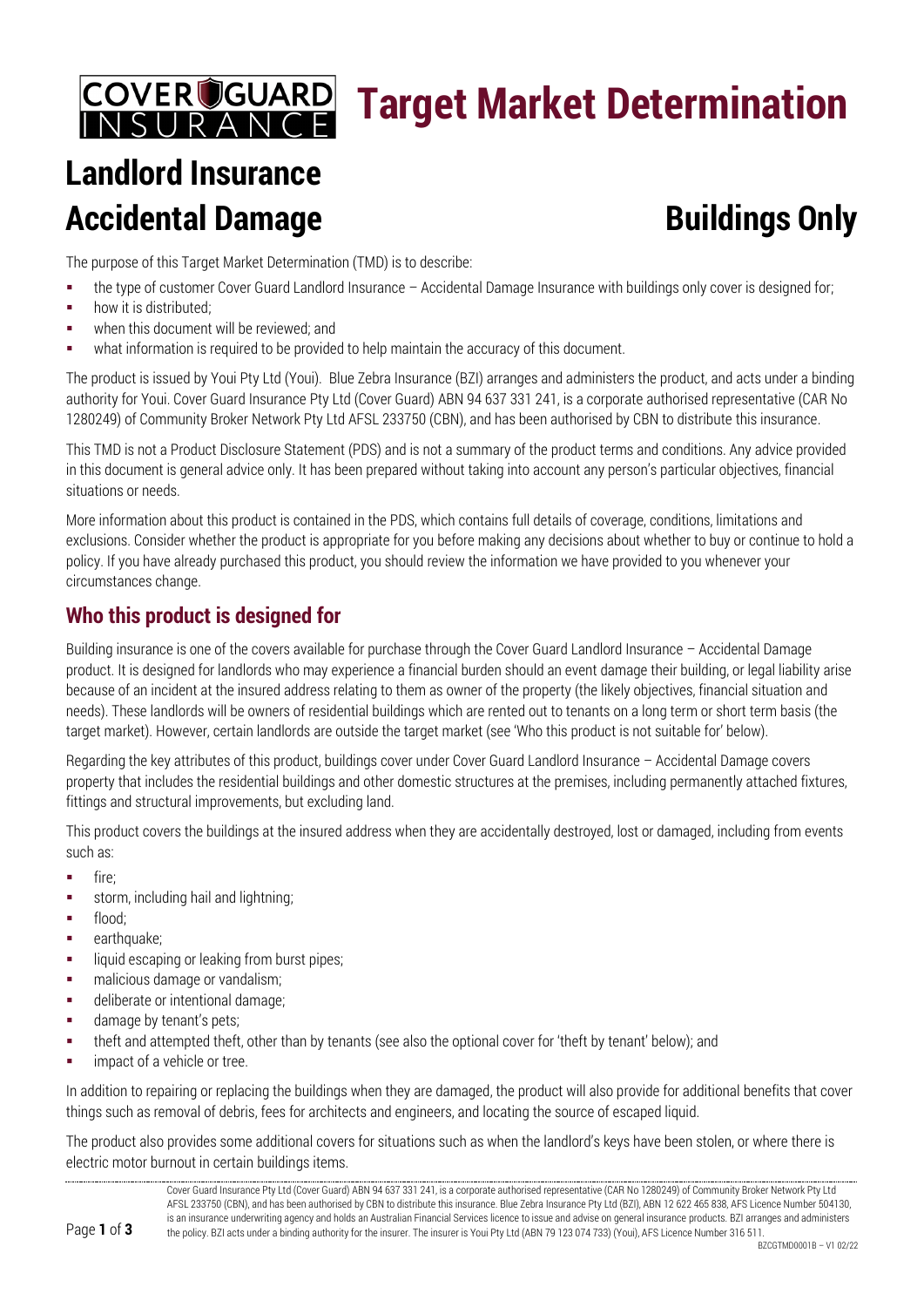# Target Market Determination

## Landlord Insurance Accidental Damage

## Buildings Only

The purpose of this Target Market Determination (TMD) is to describe:

- the type of customer Cover Guard Landlord Insurance – Accidental Damage Insurance with buildings only cover is designed for;
- how it is distributed;
- when this document will be reviewed; and
- what information is required to be provided to help maintain the accuracy of this document.

The product is issued by Youi Pty Ltd (Youi). Blue Zebra Insurance (BZI) arranges and administers the product, and acts under a binding authority for Youi. Cover Guard Insurance Pty Ltd (Cover Guard) ABN 94 637 331 241, is a corporate authorised representative (CAR No 1280249) of Community Broker Network Pty Ltd AFSL 233750 (CBN), and has been authorised by CBN to distribute this insurance.

This TMD is not a Product Disclosure Statement (PDS) and is not a summary of the product terms and conditions. Any advice provided in this document is general advice only. It has been prepared without taking into account any person's particular objectives, financial situations or needs.

More information about this product is contained in the PDS, which contains full details of coverage, conditions, limitations and exclusions. Consider whether the product is appropriate for you before making any decisions about whether to buy or continue to hold a policy. If you have already purchased this product, you should review the information we have provided to you whenever your circumstances change.

## Who this product is designed for

Building insurance is one of the covers available for purchase through the Cover Guard Landlord Insurance – Accidental Damage product. It is designed for landlords who may experience a financial burden should an event damage their building, or legal liability arise because of an incident at the insured address relating to them as owner of the property (the likely objectives, financial situation and needs). These landlords will be owners of residential buildings which are rented out to tenants on a long term or short term basis (the target market). However, certain landlords are outside the target market (see 'Who this product is not suitable for' below).

Regarding the key attributes of this product, buildings cover under Cover Guard Landlord Insurance – Accidental Damage covers property that includes the residential buildings and other domestic structures at the premises, including permanently attached fixtures, fittings and structural improvements, but excluding land.

This product covers the buildings at the insured address when they are accidentally destroyed, lost or damaged, including from events such as:

- fire;
- storm, including hail and lightning;
- flood;
- earthquake;
- liquid escaping or leaking from burst pipes;
- malicious damage or vandalism;
- deliberate or intentional damage;
- damage by tenant's pets;
- theft and attempted theft, other than by tenants (see also the optional cover for 'theft by tenant' below); and
- impact of a vehicle or tree.

In addition to repairing or replacing the buildings when they are damaged, the product will also provide for additional benefits that cover things such as removal of debris, fees for architects and engineers, and locating the source of escaped liquid.

The product also provides some additional covers for situations such as when the landlord's keys have been stolen, or where there is electric motor burnout in certain buildings items.

Cover Guard Insurance Pty Ltd (Cover Guard) ABN 94 637 331 241, is a corporate authorised representative (CAR No 1280249) of Community Broker Network Pty Ltd AFSL 233750 (CBN), and has been authorised by CBN to distribute this insurance. Blue Zebra Insurance Pty Ltd (BZI), ABN 12 622 465 838, AFS Licence Number 504130, is an insurance underwriting agency and holds an Australian Financial Services licence to issue and advise on general insurance products. BZI arranges and administers the policy. BZI acts under a binding authority for the insurer. The insurer is Youi Pty Ltd (ABN 79 123 074 733) (Youi), AFS Licence Number 316 511.

BZCGTMD0001B – V1 02/22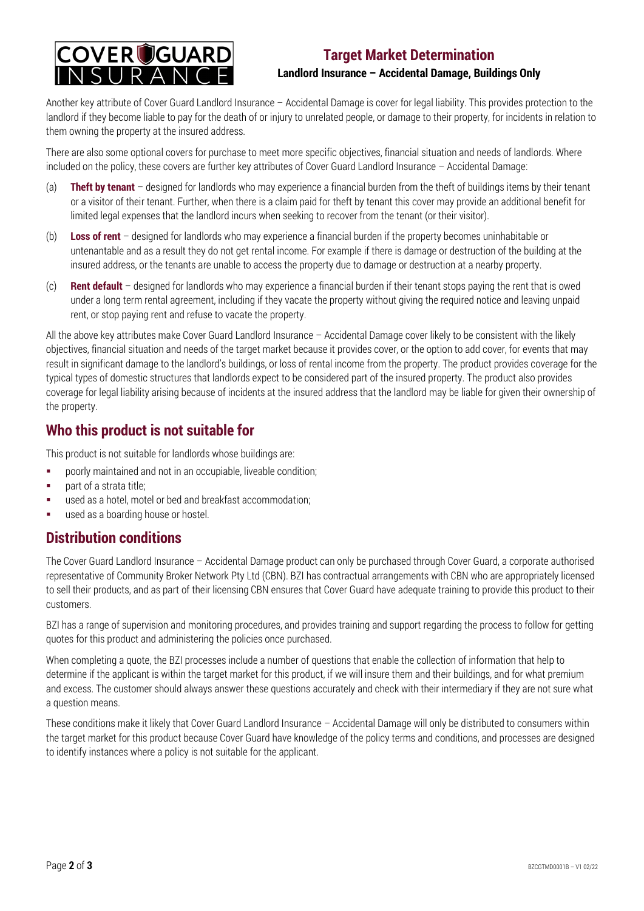Another key attribute of Cover Guard Landlord Insurance – Accidental Damage is cover for legal liability. This provides protection to the landlord if they become liable to pay for the death of or injury to unrelated people, or damage to their property, for incidents in relation to them owning the property at the insured address.

There are also some optional covers for purchase to meet more specific objectives, financial situation and needs of landlords. Where included on the policy, these covers are further key attributes of Cover Guard Landlord Insurance – Accidental Damage:

(a) **Theft by tenant** – designed for landlords who may experience a financial burden from the theft of buildings items by their tenant or a visitor of their tenant. Further, when there is a claim paid for theft by tenant this cover may provide an additional benefit for limited legal expenses that the landlord incurs when seeking to recover from the tenant (or their visitor).

(b) **Loss of rent** – designed for landlords who may experience a financial burden if the property becomes uninhabitable or untenantable and as a result they do not get rental income. For example if there is damage or destruction of the building at the insured address, or the tenants are unable to access the property due to damage or destruction at a nearby property.

(c) **Rent default** – designed for landlords who may experience a financial burden if their tenant stops paying the rent that is owed under a long term rental agreement, including if they vacate the property without giving the required notice and leaving unpaid rent, or stop paying rent and refuse to vacate the property.

All the above key attributes make Cover Guard Landlord Insurance – Accidental Damage cover likely to be consistent with the likely objectives, financial situation and needs of the target market because it provides cover, or the option to add cover, for events that may result in significant damage to the landlord's buildings, or loss of rental income from the property. The product provides coverage for the typical types of domestic structures that landlords expect to be considered part of the insured property. The product also provides coverage for legal liability arising because of incidents at the insured address that the landlord may be liable for given their ownership of the property.

## Who this product is not suitable for

This product is not suitable for landlords whose buildings are:

- poorly maintained and not in an occupiable, liveable condition;
- part of a strata title;
- used as a hotel, motel or bed and breakfast accommodation;
- used as a boarding house or hostel.

## Distribution conditions

The Cover Guard Landlord Insurance – Accidental Damage product can only be purchased through Cover Guard, a corporate authorised representative of Community Broker Network Pty Ltd (CBN). BZI has contractual arrangements with CBN who are appropriately licensed to sell their products, and as part of their licensing CBN ensures that Cover Guard have adequate training to provide this product to their customers.

BZI has a range of supervision and monitoring procedures, and provides training and support regarding the process to follow for getting quotes for this product and administering the policies once purchased.

When completing a quote, the BZI processes include a number of questions that enable the collection of information that help to determine if the applicant is within the target market for this product, if we will insure them and their buildings, and for what premium and excess. The customer should always answer these questions accurately and check with their intermediary if they are not sure what a question means.

These conditions make it likely that Cover Guard Landlord Insurance – Accidental Damage will only be distributed to consumers within the target market for this product because Cover Guard have knowledge of the policy terms and conditions, and processes are designed to identify instances where a policy is not suitable for the applicant.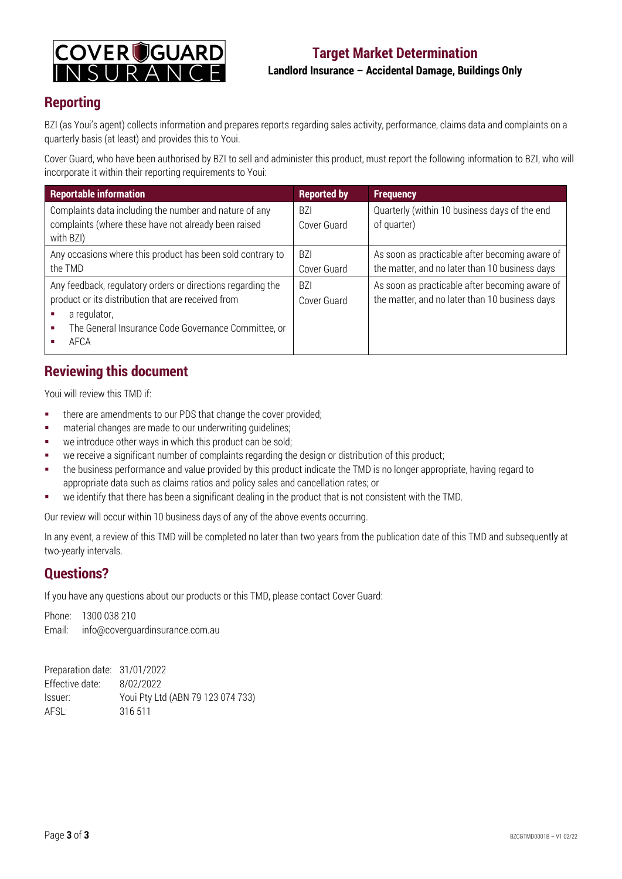## Reporting

BZI (as Youi's agent) collects information and prepares reports regarding sales activity, performance, claims data and complaints on a quarterly basis (at least) and provides this to Youi.

Cover Guard, who have been authorised by BZI to sell and administer this product, must report the following information to BZI, who will incorporate it within their reporting requirements to Youi:

| Reportable information | Reported by | Frequency |
|---|---|---|
| Complaints data including the number and nature of any complaints (where these have not already been raised with BZI) | BZI<br>Cover Guard | Quarterly (within 10 business days of the end of quarter) |
| Any occasions where this product has been sold contrary to the TMD | BZI<br>Cover Guard | As soon as practicable after becoming aware of the matter, and no later than 10 business days |
| Any feedback, regulatory orders or directions regarding the product or its distribution that are received from<br>▪ a regulator,<br>▪ The General Insurance Code Governance Committee, or<br>▪ AFCA | BZI<br>Cover Guard | As soon as practicable after becoming aware of the matter, and no later than 10 business days |

## Reviewing this document

Youi will review this TMD if:

- there are amendments to our PDS that change the cover provided;
- material changes are made to our underwriting guidelines;
- we introduce other ways in which this product can be sold;
- we receive a significant number of complaints regarding the design or distribution of this product;
- the business performance and value provided by this product indicate the TMD is no longer appropriate, having regard to appropriate data such as claims ratios and policy sales and cancellation rates; or
- we identify that there has been a significant dealing in the product that is not consistent with the TMD.

Our review will occur within 10 business days of any of the above events occurring.

In any event, a review of this TMD will be completed no later than two years from the publication date of this TMD and subsequently at two-yearly intervals.

## Questions?

If you have any questions about our products or this TMD, please contact Cover Guard:

Phone: 1300 038 210
Email: info@coverguardinsurance.com.au

Preparation date: 31/01/2022
Effective date: 8/02/2022
Issuer: Youi Pty Ltd (ABN 79 123 074 733)
AFSL: 316 511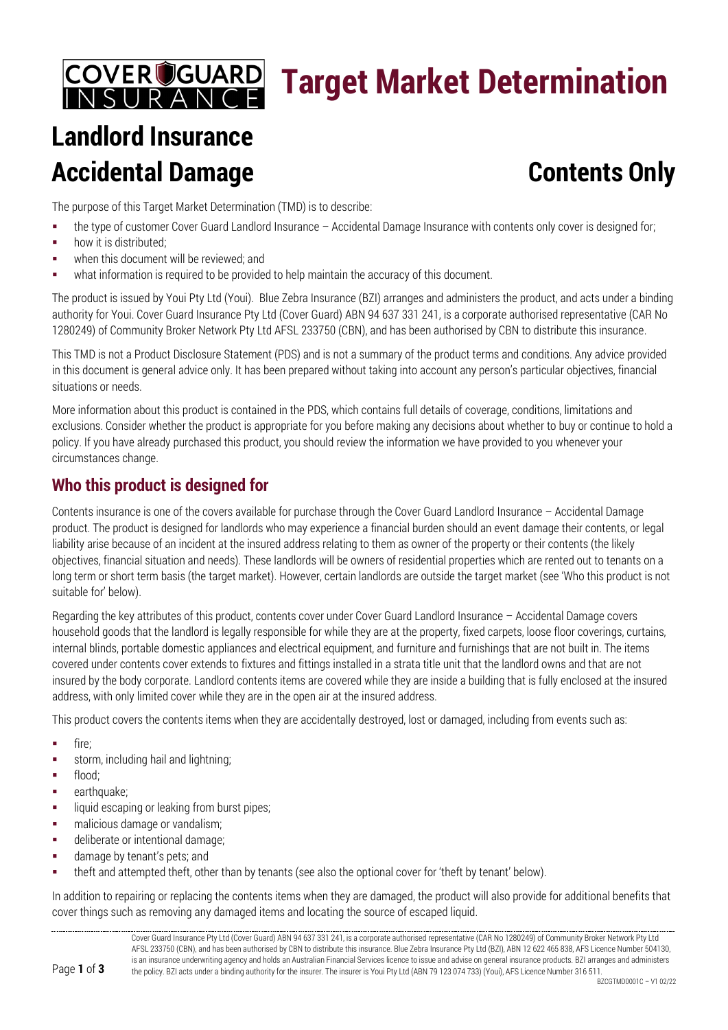# Target Market Determination

# Landlord Insurance Accidental Damage

# Contents Only

The purpose of this Target Market Determination (TMD) is to describe:

- the type of customer Cover Guard Landlord Insurance – Accidental Damage Insurance with contents only cover is designed for;
- how it is distributed;
- when this document will be reviewed; and
- what information is required to be provided to help maintain the accuracy of this document.

The product is issued by Youi Pty Ltd (Youi). Blue Zebra Insurance (BZI) arranges and administers the product, and acts under a binding authority for Youi. Cover Guard Insurance Pty Ltd (Cover Guard) ABN 94 637 331 241, is a corporate authorised representative (CAR No 1280249) of Community Broker Network Pty Ltd AFSL 233750 (CBN), and has been authorised by CBN to distribute this insurance.

This TMD is not a Product Disclosure Statement (PDS) and is not a summary of the product terms and conditions. Any advice provided in this document is general advice only. It has been prepared without taking into account any person's particular objectives, financial situations or needs.

More information about this product is contained in the PDS, which contains full details of coverage, conditions, limitations and exclusions. Consider whether the product is appropriate for you before making any decisions about whether to buy or continue to hold a policy. If you have already purchased this product, you should review the information we have provided to you whenever your circumstances change.

## Who this product is designed for

Contents insurance is one of the covers available for purchase through the Cover Guard Landlord Insurance – Accidental Damage product. The product is designed for landlords who may experience a financial burden should an event damage their contents, or legal liability arise because of an incident at the insured address relating to them as owner of the property or their contents (the likely objectives, financial situation and needs). These landlords will be owners of residential properties which are rented out to tenants on a long term or short term basis (the target market). However, certain landlords are outside the target market (see 'Who this product is not suitable for' below).

Regarding the key attributes of this product, contents cover under Cover Guard Landlord Insurance – Accidental Damage covers household goods that the landlord is legally responsible for while they are at the property, fixed carpets, loose floor coverings, curtains, internal blinds, portable domestic appliances and electrical equipment, and furniture and furnishings that are not built in. The items covered under contents cover extends to fixtures and fittings installed in a strata title unit that the landlord owns and that are not insured by the body corporate. Landlord contents items are covered while they are inside a building that is fully enclosed at the insured address, with only limited cover while they are in the open air at the insured address.

This product covers the contents items when they are accidentally destroyed, lost or damaged, including from events such as:

- fire;
- storm, including hail and lightning;
- flood;
- earthquake;
- liquid escaping or leaking from burst pipes;
- malicious damage or vandalism;
- deliberate or intentional damage;
- damage by tenant's pets; and
- theft and attempted theft, other than by tenants (see also the optional cover for 'theft by tenant' below).

In addition to repairing or replacing the contents items when they are damaged, the product will also provide for additional benefits that cover things such as removing any damaged items and locating the source of escaped liquid.

Cover Guard Insurance Pty Ltd (Cover Guard) ABN 94 637 331 241, is a corporate authorised representative (CAR No 1280249) of Community Broker Network Pty Ltd AFSL 233750 (CBN), and has been authorised by CBN to distribute this insurance. Blue Zebra Insurance Pty Ltd (BZI), ABN 12 622 465 838, AFS Licence Number 504130, is an insurance underwriting agency and holds an Australian Financial Services licence to issue and advise on general insurance products. BZI arranges and administers the policy. BZI acts under a binding authority for the insurer. The insurer is Youi Pty Ltd (ABN 79 123 074 733) (Youi), AFS Licence Number 316 511.

BZCGTMD0001C – V1 02/22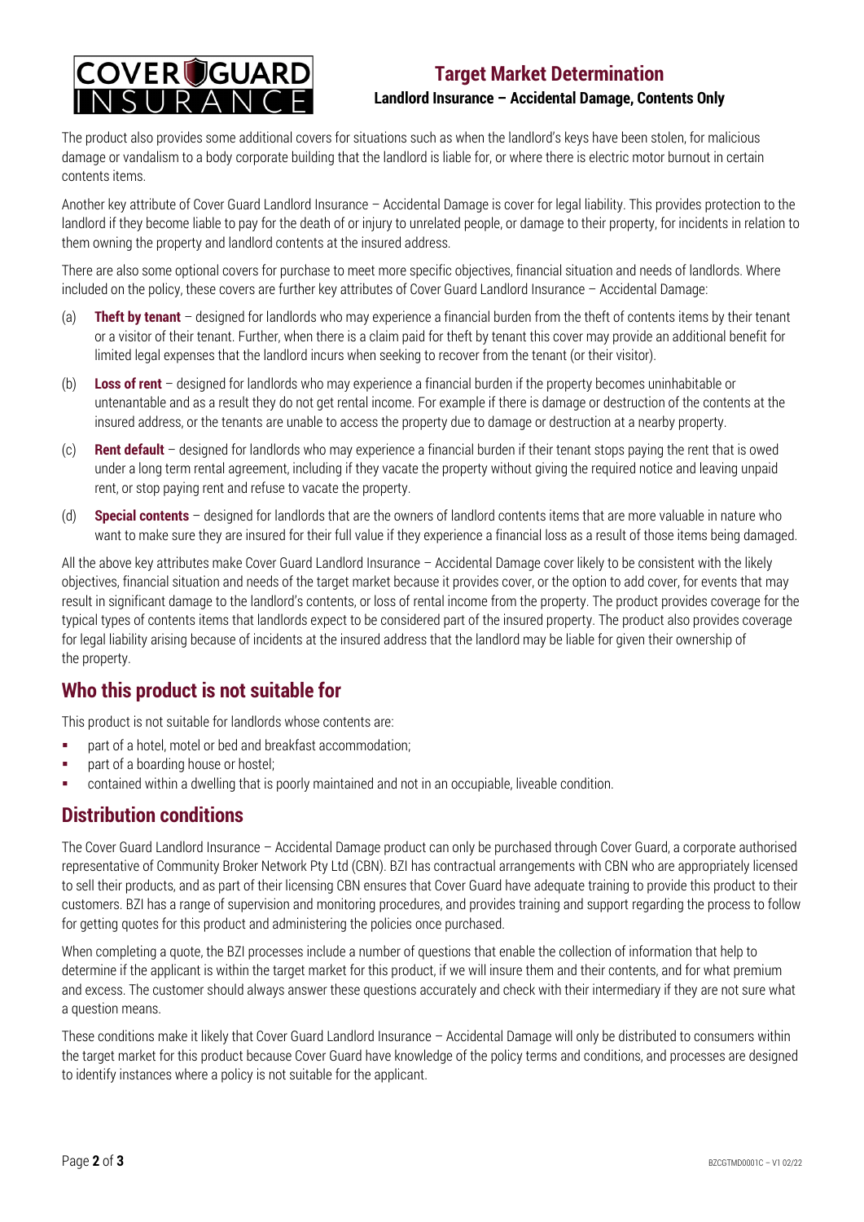The product also provides some additional covers for situations such as when the landlord's keys have been stolen, for malicious damage or vandalism to a body corporate building that the landlord is liable for, or where there is electric motor burnout in certain contents items.

Another key attribute of Cover Guard Landlord Insurance – Accidental Damage is cover for legal liability. This provides protection to the landlord if they become liable to pay for the death of or injury to unrelated people, or damage to their property, for incidents in relation to them owning the property and landlord contents at the insured address.

There are also some optional covers for purchase to meet more specific objectives, financial situation and needs of landlords. Where included on the policy, these covers are further key attributes of Cover Guard Landlord Insurance – Accidental Damage:

(a) **Theft by tenant** – designed for landlords who may experience a financial burden from the theft of contents items by their tenant or a visitor of their tenant. Further, when there is a claim paid for theft by tenant this cover may provide an additional benefit for limited legal expenses that the landlord incurs when seeking to recover from the tenant (or their visitor).

(b) **Loss of rent** – designed for landlords who may experience a financial burden if the property becomes uninhabitable or untenantable and as a result they do not get rental income. For example if there is damage or destruction of the contents at the insured address, or the tenants are unable to access the property due to damage or destruction at a nearby property.

(c) **Rent default** – designed for landlords who may experience a financial burden if their tenant stops paying the rent that is owed under a long term rental agreement, including if they vacate the property without giving the required notice and leaving unpaid rent, or stop paying rent and refuse to vacate the property.

(d) **Special contents** – designed for landlords that are the owners of landlord contents items that are more valuable in nature who want to make sure they are insured for their full value if they experience a financial loss as a result of those items being damaged.

All the above key attributes make Cover Guard Landlord Insurance – Accidental Damage cover likely to be consistent with the likely objectives, financial situation and needs of the target market because it provides cover, or the option to add cover, for events that may result in significant damage to the landlord's contents, or loss of rental income from the property. The product provides coverage for the typical types of contents items that landlords expect to be considered part of the insured property. The product also provides coverage for legal liability arising because of incidents at the insured address that the landlord may be liable for given their ownership of the property.

## Who this product is not suitable for

This product is not suitable for landlords whose contents are:

- part of a hotel, motel or bed and breakfast accommodation;
- part of a boarding house or hostel;
- contained within a dwelling that is poorly maintained and not in an occupiable, liveable condition.

## Distribution conditions

The Cover Guard Landlord Insurance – Accidental Damage product can only be purchased through Cover Guard, a corporate authorised representative of Community Broker Network Pty Ltd (CBN). BZI has contractual arrangements with CBN who are appropriately licensed to sell their products, and as part of their licensing CBN ensures that Cover Guard have adequate training to provide this product to their customers. BZI has a range of supervision and monitoring procedures, and provides training and support regarding the process to follow for getting quotes for this product and administering the policies once purchased.

When completing a quote, the BZI processes include a number of questions that enable the collection of information that help to determine if the applicant is within the target market for this product, if we will insure them and their contents, and for what premium and excess. The customer should always answer these questions accurately and check with their intermediary if they are not sure what a question means.

These conditions make it likely that Cover Guard Landlord Insurance – Accidental Damage will only be distributed to consumers within the target market for this product because Cover Guard have knowledge of the policy terms and conditions, and processes are designed to identify instances where a policy is not suitable for the applicant.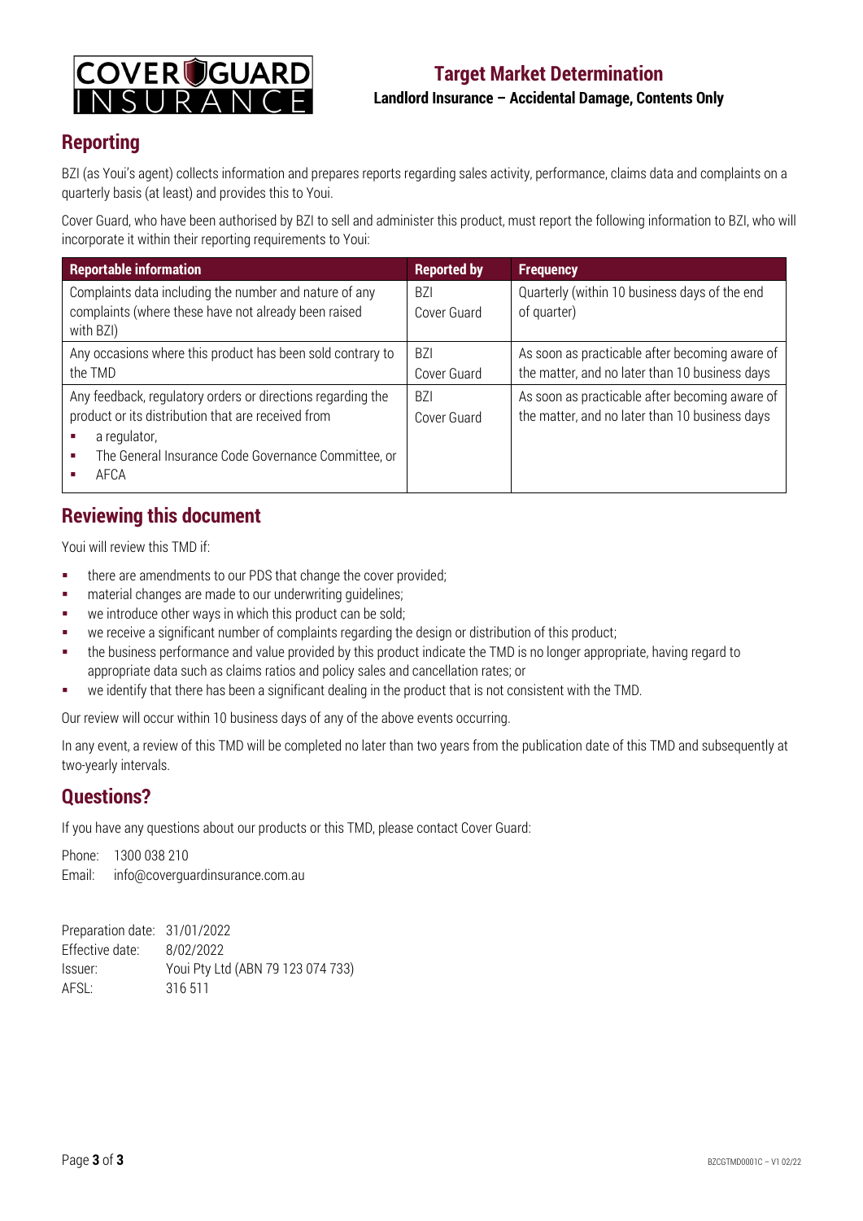# Target Market Determination

**Landlord Insurance – Accidental Damage, Contents Only**

## Reporting

BZI (as Youi's agent) collects information and prepares reports regarding sales activity, performance, claims data and complaints on a quarterly basis (at least) and provides this to Youi.

Cover Guard, who have been authorised by BZI to sell and administer this product, must report the following information to BZI, who will incorporate it within their reporting requirements to Youi:

| Reportable information | Reported by | Frequency |
|---|---|---|
| Complaints data including the number and nature of any complaints (where these have not already been raised with BZI) | BZI Cover Guard | Quarterly (within 10 business days of the end of quarter) |
| Any occasions where this product has been sold contrary to the TMD | BZI Cover Guard | As soon as practicable after becoming aware of the matter, and no later than 10 business days |
| Any feedback, regulatory orders or directions regarding the product or its distribution that are received from<br>▪ a regulator,<br>▪ The General Insurance Code Governance Committee, or<br>▪ AFCA | BZI Cover Guard | As soon as practicable after becoming aware of the matter, and no later than 10 business days |

## Reviewing this document

Youi will review this TMD if:

- there are amendments to our PDS that change the cover provided;
- material changes are made to our underwriting guidelines;
- we introduce other ways in which this product can be sold;
- we receive a significant number of complaints regarding the design or distribution of this product;
- the business performance and value provided by this product indicate the TMD is no longer appropriate, having regard to appropriate data such as claims ratios and policy sales and cancellation rates; or
- we identify that there has been a significant dealing in the product that is not consistent with the TMD.

Our review will occur within 10 business days of any of the above events occurring.

In any event, a review of this TMD will be completed no later than two years from the publication date of this TMD and subsequently at two-yearly intervals.

## Questions?

If you have any questions about our products or this TMD, please contact Cover Guard:

Phone: 1300 038 210
Email: info@coverguardinsurance.com.au

Preparation date: 31/01/2022
Effective date: 8/02/2022
Issuer: Youi Pty Ltd (ABN 79 123 074 733)
AFSL: 316 511

BZCGTMD0001C – V1 02/22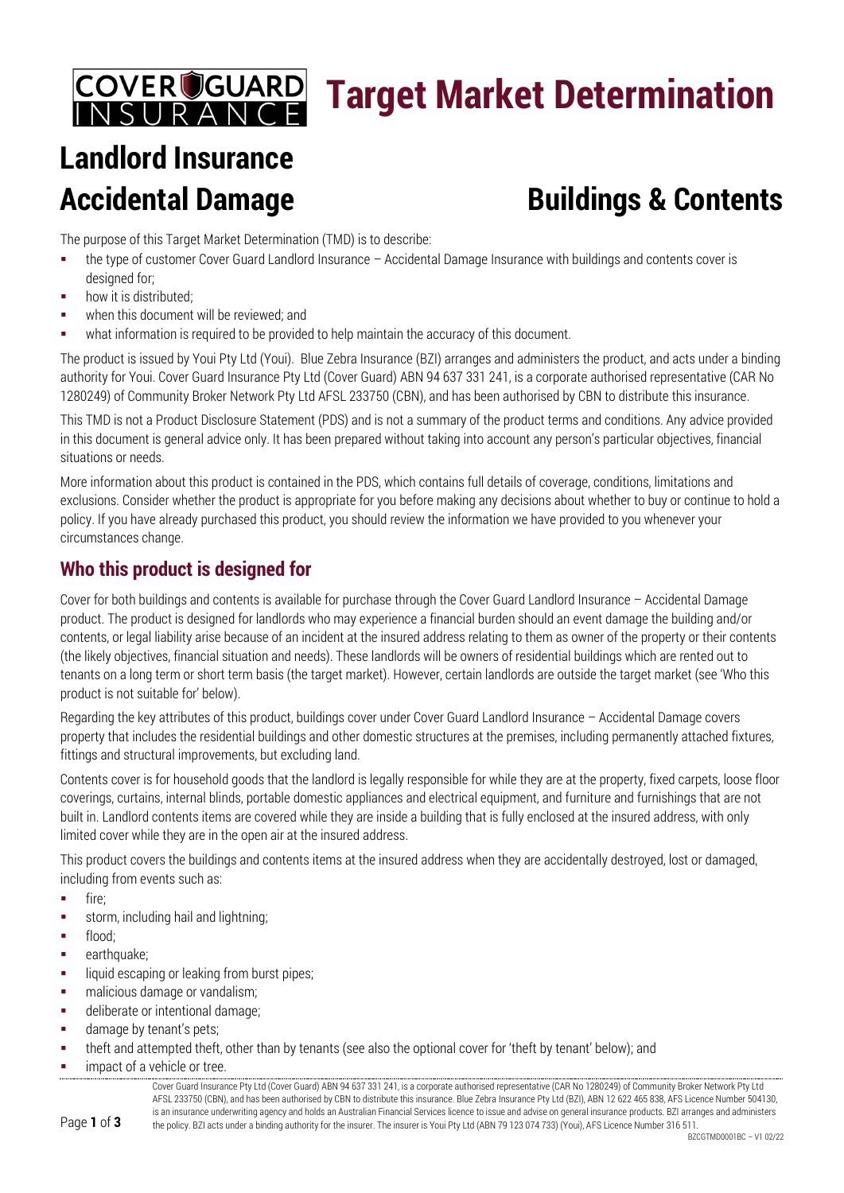# Target Market Determination

## Landlord Insurance

## Accidental Damage Buildings & Contents

The purpose of this Target Market Determination (TMD) is to describe:

- the type of customer Cover Guard Landlord Insurance – Accidental Damage Insurance with buildings and contents cover is designed for;
- how it is distributed;
- when this document will be reviewed; and
- what information is required to be provided to help maintain the accuracy of this document.

The product is issued by Youi Pty Ltd (Youi). Blue Zebra Insurance (BZI) arranges and administers the product, and acts under a binding authority for Youi. Cover Guard Insurance Pty Ltd (Cover Guard) ABN 94 637 331 241, is a corporate authorised representative (CAR No 1280249) of Community Broker Network Pty Ltd AFSL 233750 (CBN), and has been authorised by CBN to distribute this insurance.

This TMD is not a Product Disclosure Statement (PDS) and is not a summary of the product terms and conditions. Any advice provided in this document is general advice only. It has been prepared without taking into account any person's particular objectives, financial situations or needs.

More information about this product is contained in the PDS, which contains full details of coverage, conditions, limitations and exclusions. Consider whether the product is appropriate for you before making any decisions about whether to buy or continue to hold a policy. If you have already purchased this product, you should review the information we have provided to you whenever your circumstances change.

## Who this product is designed for

Cover for both buildings and contents is available for purchase through the Cover Guard Landlord Insurance – Accidental Damage product. The product is designed for landlords who may experience a financial burden should an event damage the building and/or contents, or legal liability arise because of an incident at the insured address relating to them as owner of the property or their contents (the likely objectives, financial situation and needs). These landlords will be owners of residential buildings which are rented out to tenants on a long term or short term basis (the target market). However, certain landlords are outside the target market (see 'Who this product is not suitable for' below).

Regarding the key attributes of this product, buildings cover under Cover Guard Landlord Insurance – Accidental Damage covers property that includes the residential buildings and other domestic structures at the premises, including permanently attached fixtures, fittings and structural improvements, but excluding land.

Contents cover is for household goods that the landlord is legally responsible for while they are at the property, fixed carpets, loose floor coverings, curtains, internal blinds, portable domestic appliances and electrical equipment, and furniture and furnishings that are not built in. Landlord contents items are covered while they are inside a building that is fully enclosed at the insured address, with only limited cover while they are in the open air at the insured address.

This product covers the buildings and contents items at the insured address when they are accidentally destroyed, lost or damaged, including from events such as:

- fire;
- storm, including hail and lightning;
- flood;
- earthquake;
- liquid escaping or leaking from burst pipes;
- malicious damage or vandalism;
- deliberate or intentional damage;
- damage by tenant's pets;
- theft and attempted theft, other than by tenants (see also the optional cover for 'theft by tenant' below); and
- impact of a vehicle or tree.

Cover Guard Insurance Pty Ltd (Cover Guard) ABN 94 637 331 241, is a corporate authorised representative (CAR No 1280249) of Community Broker Network Pty Ltd AFSL 233750 (CBN), and has been authorised by CBN to distribute this insurance. Blue Zebra Insurance Pty Ltd (BZI), ABN 12 622 465 838, AFS Licence Number 504130, is an insurance underwriting agency and holds an Australian Financial Services licence to issue and advise on general insurance products. BZI arranges and administers the policy. BZI acts under a binding authority for the insurer. The insurer is Youi Pty Ltd (ABN 79 123 074 733) (Youi), AFS Licence Number 316 511.

BZCGTMD0001BC – V1 02/22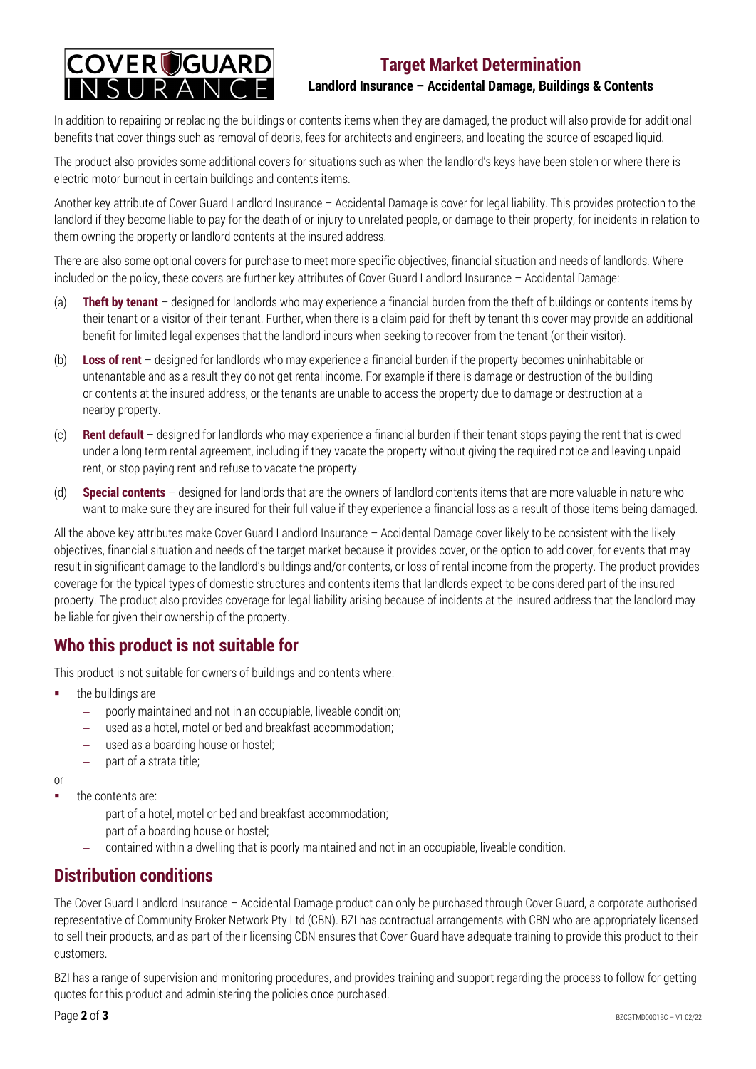In addition to repairing or replacing the buildings or contents items when they are damaged, the product will also provide for additional benefits that cover things such as removal of debris, fees for architects and engineers, and locating the source of escaped liquid.

The product also provides some additional covers for situations such as when the landlord's keys have been stolen or where there is electric motor burnout in certain buildings and contents items.

Another key attribute of Cover Guard Landlord Insurance – Accidental Damage is cover for legal liability. This provides protection to the landlord if they become liable to pay for the death of or injury to unrelated people, or damage to their property, for incidents in relation to them owning the property or landlord contents at the insured address.

There are also some optional covers for purchase to meet more specific objectives, financial situation and needs of landlords. Where included on the policy, these covers are further key attributes of Cover Guard Landlord Insurance – Accidental Damage:

(a) **Theft by tenant** – designed for landlords who may experience a financial burden from the theft of buildings or contents items by their tenant or a visitor of their tenant. Further, when there is a claim paid for theft by tenant this cover may provide an additional benefit for limited legal expenses that the landlord incurs when seeking to recover from the tenant (or their visitor).

(b) **Loss of rent** – designed for landlords who may experience a financial burden if the property becomes uninhabitable or untenantable and as a result they do not get rental income. For example if there is damage or destruction of the building or contents at the insured address, or the tenants are unable to access the property due to damage or destruction at a nearby property.

(c) **Rent default** – designed for landlords who may experience a financial burden if their tenant stops paying the rent that is owed under a long term rental agreement, including if they vacate the property without giving the required notice and leaving unpaid rent, or stop paying rent and refuse to vacate the property.

(d) **Special contents** – designed for landlords that are the owners of landlord contents items that are more valuable in nature who want to make sure they are insured for their full value if they experience a financial loss as a result of those items being damaged.

All the above key attributes make Cover Guard Landlord Insurance – Accidental Damage cover likely to be consistent with the likely objectives, financial situation and needs of the target market because it provides cover, or the option to add cover, for events that may result in significant damage to the landlord's buildings and/or contents, or loss of rental income from the property. The product provides coverage for the typical types of domestic structures and contents items that landlords expect to be considered part of the insured property. The product also provides coverage for legal liability arising because of incidents at the insured address that the landlord may be liable for given their ownership of the property.

## Who this product is not suitable for

This product is not suitable for owners of buildings and contents where:

- the buildings are
  - poorly maintained and not in an occupiable, liveable condition;
  - used as a hotel, motel or bed and breakfast accommodation;
  - used as a boarding house or hostel;
  - part of a strata title;

or

- the contents are:
  - part of a hotel, motel or bed and breakfast accommodation;
  - part of a boarding house or hostel;
  - contained within a dwelling that is poorly maintained and not in an occupiable, liveable condition.

## Distribution conditions

The Cover Guard Landlord Insurance – Accidental Damage product can only be purchased through Cover Guard, a corporate authorised representative of Community Broker Network Pty Ltd (CBN). BZI has contractual arrangements with CBN who are appropriately licensed to sell their products, and as part of their licensing CBN ensures that Cover Guard have adequate training to provide this product to their customers.

BZI has a range of supervision and monitoring procedures, and provides training and support regarding the process to follow for getting quotes for this product and administering the policies once purchased.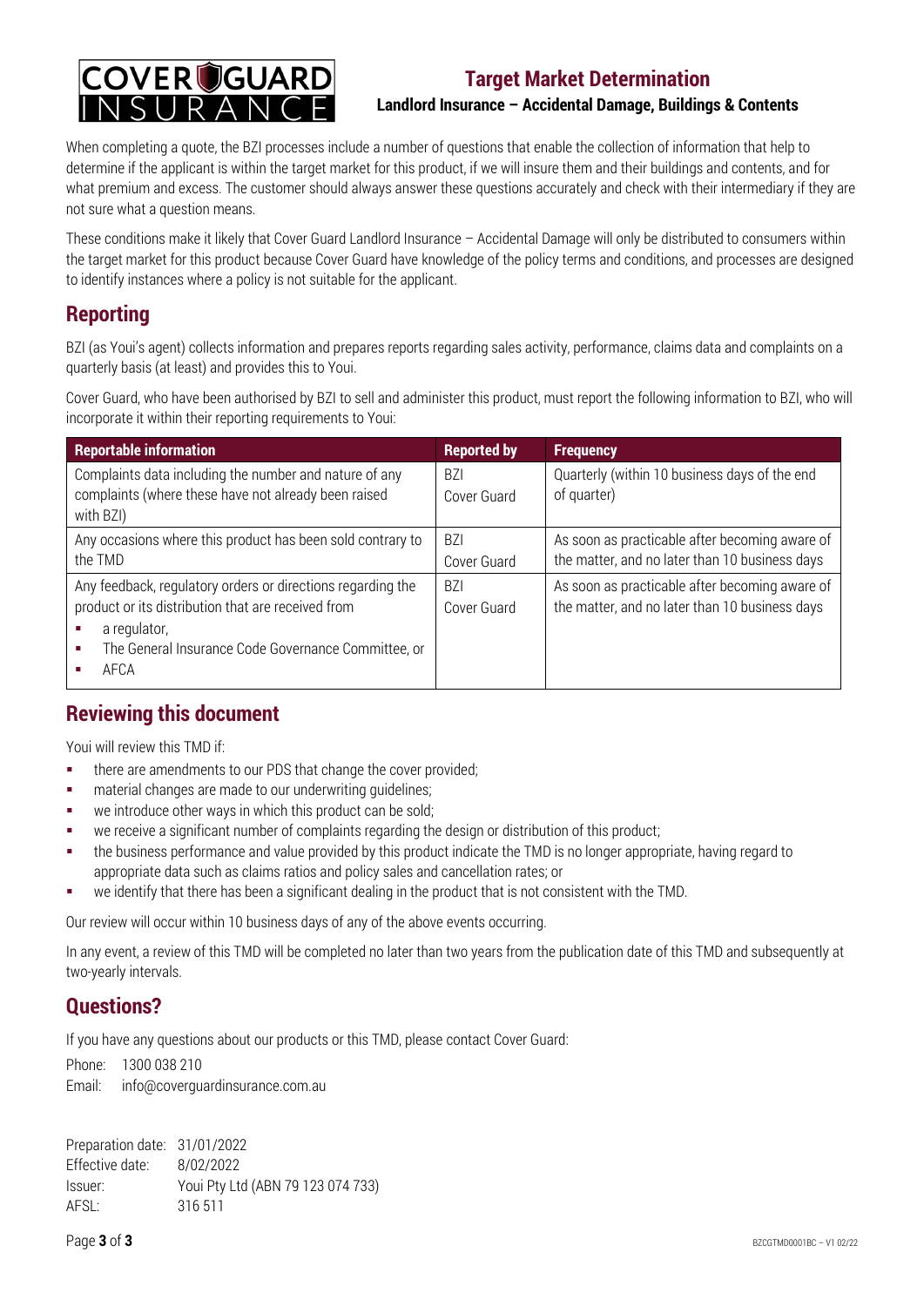When completing a quote, the BZI processes include a number of questions that enable the collection of information that help to determine if the applicant is within the target market for this product, if we will insure them and their buildings and contents, and for what premium and excess. The customer should always answer these questions accurately and check with their intermediary if they are not sure what a question means.

These conditions make it likely that Cover Guard Landlord Insurance – Accidental Damage will only be distributed to consumers within the target market for this product because Cover Guard have knowledge of the policy terms and conditions, and processes are designed to identify instances where a policy is not suitable for the applicant.

## Reporting

BZI (as Youi's agent) collects information and prepares reports regarding sales activity, performance, claims data and complaints on a quarterly basis (at least) and provides this to Youi.

Cover Guard, who have been authorised by BZI to sell and administer this product, must report the following information to BZI, who will incorporate it within their reporting requirements to Youi:

| Reportable information | Reported by | Frequency |
|---|---|---|
| Complaints data including the number and nature of any complaints (where these have not already been raised with BZI) | BZI<br>Cover Guard | Quarterly (within 10 business days of the end of quarter) |
| Any occasions where this product has been sold contrary to the TMD | BZI<br>Cover Guard | As soon as practicable after becoming aware of the matter, and no later than 10 business days |
| Any feedback, regulatory orders or directions regarding the product or its distribution that are received from<br>▪ a regulator,<br>▪ The General Insurance Code Governance Committee, or<br>▪ AFCA | BZI<br>Cover Guard | As soon as practicable after becoming aware of the matter, and no later than 10 business days |

## Reviewing this document

Youi will review this TMD if:

- there are amendments to our PDS that change the cover provided;
- material changes are made to our underwriting guidelines;
- we introduce other ways in which this product can be sold;
- we receive a significant number of complaints regarding the design or distribution of this product;
- the business performance and value provided by this product indicate the TMD is no longer appropriate, having regard to appropriate data such as claims ratios and policy sales and cancellation rates; or
- we identify that there has been a significant dealing in the product that is not consistent with the TMD.

Our review will occur within 10 business days of any of the above events occurring.

In any event, a review of this TMD will be completed no later than two years from the publication date of this TMD and subsequently at two-yearly intervals.

## Questions?

If you have any questions about our products or this TMD, please contact Cover Guard:

Phone: 1300 038 210
Email: info@coverguardinsurance.com.au

Preparation date: 31/01/2022
Effective date: 8/02/2022
Issuer: Youi Pty Ltd (ABN 79 123 074 733)
AFSL: 316 511